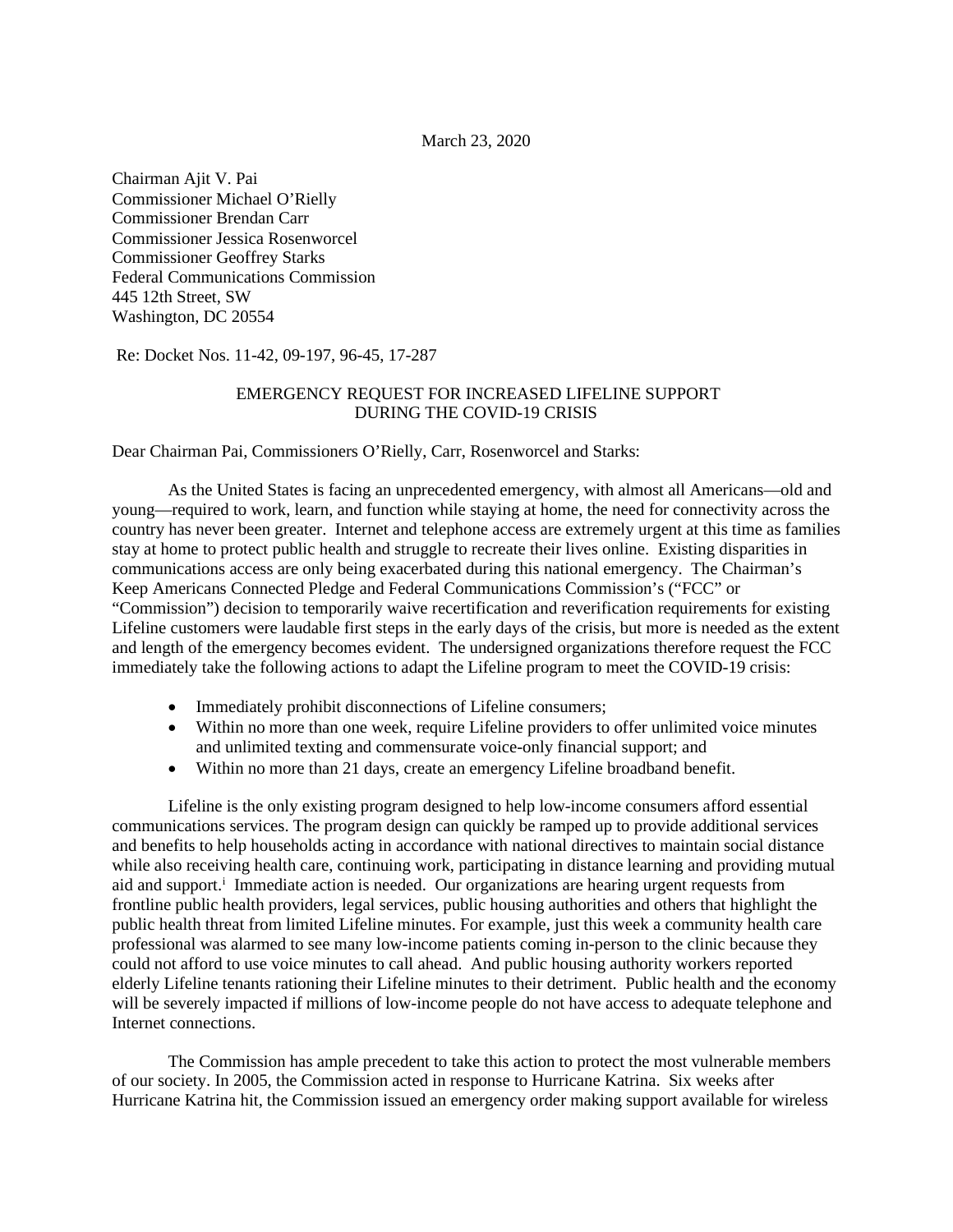March 23, 2020

Chairman Ajit V. Pai
Commissioner Michael O'Rielly
Commissioner Brendan Carr
Commissioner Jessica Rosenworcel
Commissioner Geoffrey Starks
Federal Communications Commission
445 12th Street, SW
Washington, DC 20554

Re: Docket Nos. 11-42, 09-197, 96-45, 17-287

EMERGENCY REQUEST FOR INCREASED LIFELINE SUPPORT DURING THE COVID-19 CRISIS

Dear Chairman Pai, Commissioners O'Rielly, Carr, Rosenworcel and Starks:

As the United States is facing an unprecedented emergency, with almost all Americans—old and young—required to work, learn, and function while staying at home, the need for connectivity across the country has never been greater. Internet and telephone access are extremely urgent at this time as families stay at home to protect public health and struggle to recreate their lives online. Existing disparities in communications access are only being exacerbated during this national emergency. The Chairman's Keep Americans Connected Pledge and Federal Communications Commission's ("FCC" or "Commission") decision to temporarily waive recertification and reverification requirements for existing Lifeline customers were laudable first steps in the early days of the crisis, but more is needed as the extent and length of the emergency becomes evident. The undersigned organizations therefore request the FCC immediately take the following actions to adapt the Lifeline program to meet the COVID-19 crisis:

- Immediately prohibit disconnections of Lifeline consumers;
- Within no more than one week, require Lifeline providers to offer unlimited voice minutes and unlimited texting and commensurate voice-only financial support; and
- Within no more than 21 days, create an emergency Lifeline broadband benefit.

Lifeline is the only existing program designed to help low-income consumers afford essential communications services. The program design can quickly be ramped up to provide additional services and benefits to help households acting in accordance with national directives to maintain social distance while also receiving health care, continuing work, participating in distance learning and providing mutual aid and support.[i] Immediate action is needed. Our organizations are hearing urgent requests from frontline public health providers, legal services, public housing authorities and others that highlight the public health threat from limited Lifeline minutes. For example, just this week a community health care professional was alarmed to see many low-income patients coming in-person to the clinic because they could not afford to use voice minutes to call ahead. And public housing authority workers reported elderly Lifeline tenants rationing their Lifeline minutes to their detriment. Public health and the economy will be severely impacted if millions of low-income people do not have access to adequate telephone and Internet connections.

The Commission has ample precedent to take this action to protect the most vulnerable members of our society. In 2005, the Commission acted in response to Hurricane Katrina. Six weeks after Hurricane Katrina hit, the Commission issued an emergency order making support available for wireless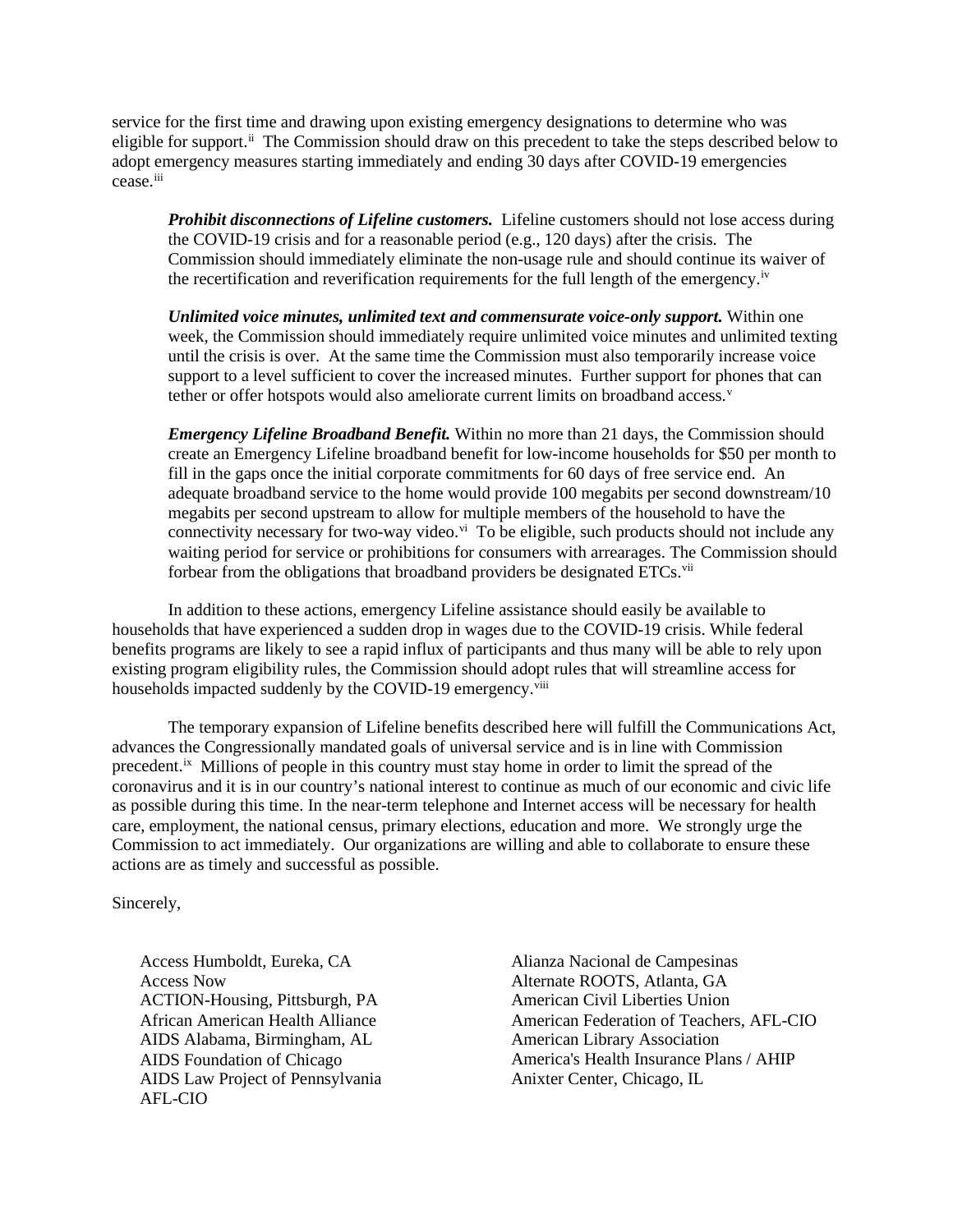service for the first time and drawing upon existing emergency designations to determine who was eligible for support.[ii] The Commission should draw on this precedent to take the steps described below to adopt emergency measures starting immediately and ending 30 days after COVID-19 emergencies cease.[iii]

> ***Prohibit disconnections of Lifeline customers.*** Lifeline customers should not lose access during the COVID-19 crisis and for a reasonable period (e.g., 120 days) after the crisis. The Commission should immediately eliminate the non-usage rule and should continue its waiver of the recertification and reverification requirements for the full length of the emergency.[iv]
>
> ***Unlimited voice minutes, unlimited text and commensurate voice-only support.*** Within one week, the Commission should immediately require unlimited voice minutes and unlimited texting until the crisis is over. At the same time the Commission must also temporarily increase voice support to a level sufficient to cover the increased minutes. Further support for phones that can tether or offer hotspots would also ameliorate current limits on broadband access.[v]
>
> ***Emergency Lifeline Broadband Benefit.*** Within no more than 21 days, the Commission should create an Emergency Lifeline broadband benefit for low-income households for $50 per month to fill in the gaps once the initial corporate commitments for 60 days of free service end. An adequate broadband service to the home would provide 100 megabits per second downstream/10 megabits per second upstream to allow for multiple members of the household to have the connectivity necessary for two-way video.[vi] To be eligible, such products should not include any waiting period for service or prohibitions for consumers with arrearages. The Commission should forbear from the obligations that broadband providers be designated ETCs.[vii]

In addition to these actions, emergency Lifeline assistance should easily be available to households that have experienced a sudden drop in wages due to the COVID-19 crisis. While federal benefits programs are likely to see a rapid influx of participants and thus many will be able to rely upon existing program eligibility rules, the Commission should adopt rules that will streamline access for households impacted suddenly by the COVID-19 emergency.[viii]

The temporary expansion of Lifeline benefits described here will fulfill the Communications Act, advances the Congressionally mandated goals of universal service and is in line with Commission precedent.[ix] Millions of people in this country must stay home in order to limit the spread of the coronavirus and it is in our country's national interest to continue as much of our economic and civic life as possible during this time. In the near-term telephone and Internet access will be necessary for health care, employment, the national census, primary elections, education and more. We strongly urge the Commission to act immediately. Our organizations are willing and able to collaborate to ensure these actions are as timely and successful as possible.

Sincerely,

Access Humboldt, Eureka, CA
Access Now
ACTION-Housing, Pittsburgh, PA
African American Health Alliance
AIDS Alabama, Birmingham, AL
AIDS Foundation of Chicago
AIDS Law Project of Pennsylvania
AFL-CIO
Alianza Nacional de Campesinas
Alternate ROOTS, Atlanta, GA
American Civil Liberties Union
American Federation of Teachers, AFL-CIO
American Library Association
America's Health Insurance Plans / AHIP
Anixter Center, Chicago, IL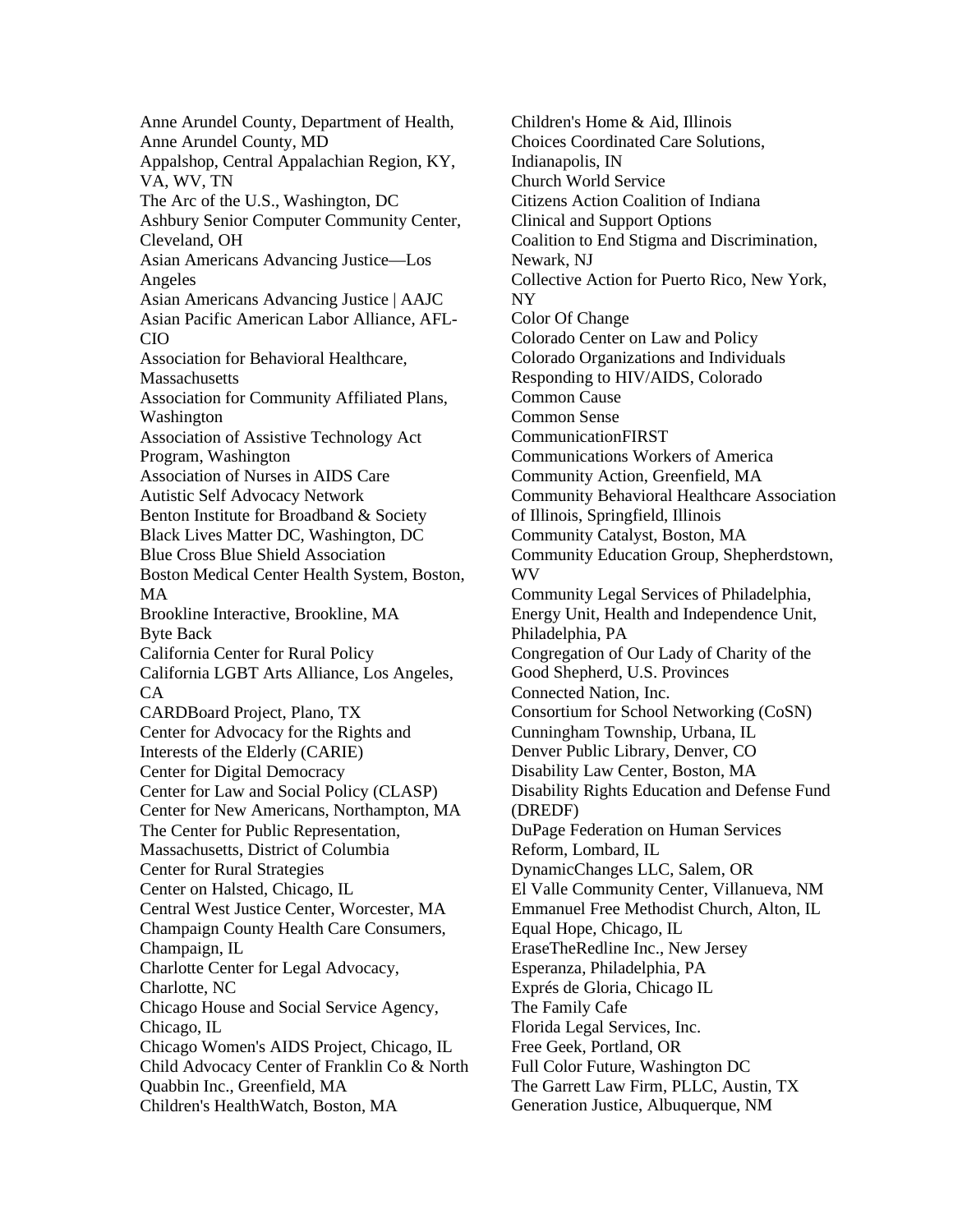Anne Arundel County, Department of Health, Anne Arundel County, MD
Appalshop, Central Appalachian Region, KY, VA, WV, TN
The Arc of the U.S., Washington, DC
Ashbury Senior Computer Community Center, Cleveland, OH
Asian Americans Advancing Justice—Los Angeles
Asian Americans Advancing Justice | AAJC
Asian Pacific American Labor Alliance, AFL-CIO
Association for Behavioral Healthcare, Massachusetts
Association for Community Affiliated Plans, Washington
Association of Assistive Technology Act Program, Washington
Association of Nurses in AIDS Care
Autistic Self Advocacy Network
Benton Institute for Broadband & Society
Black Lives Matter DC, Washington, DC
Blue Cross Blue Shield Association
Boston Medical Center Health System, Boston, MA
Brookline Interactive, Brookline, MA
Byte Back
California Center for Rural Policy
California LGBT Arts Alliance, Los Angeles, CA
CARDBoard Project, Plano, TX
Center for Advocacy for the Rights and Interests of the Elderly (CARIE)
Center for Digital Democracy
Center for Law and Social Policy (CLASP)
Center for New Americans, Northampton, MA
The Center for Public Representation, Massachusetts, District of Columbia
Center for Rural Strategies
Center on Halsted, Chicago, IL
Central West Justice Center, Worcester, MA
Champaign County Health Care Consumers, Champaign, IL
Charlotte Center for Legal Advocacy, Charlotte, NC
Chicago House and Social Service Agency, Chicago, IL
Chicago Women's AIDS Project, Chicago, IL
Child Advocacy Center of Franklin Co & North Quabbin Inc., Greenfield, MA
Children's HealthWatch, Boston, MA
Children's Home & Aid, Illinois
Choices Coordinated Care Solutions, Indianapolis, IN
Church World Service
Citizens Action Coalition of Indiana
Clinical and Support Options
Coalition to End Stigma and Discrimination, Newark, NJ
Collective Action for Puerto Rico, New York, NY
Color Of Change
Colorado Center on Law and Policy
Colorado Organizations and Individuals Responding to HIV/AIDS, Colorado
Common Cause
Common Sense
CommunicationFIRST
Communications Workers of America
Community Action, Greenfield, MA
Community Behavioral Healthcare Association of Illinois, Springfield, Illinois
Community Catalyst, Boston, MA
Community Education Group, Shepherdstown, WV
Community Legal Services of Philadelphia, Energy Unit, Health and Independence Unit, Philadelphia, PA
Congregation of Our Lady of Charity of the Good Shepherd, U.S. Provinces
Connected Nation, Inc.
Consortium for School Networking (CoSN)
Cunningham Township, Urbana, IL
Denver Public Library, Denver, CO
Disability Law Center, Boston, MA
Disability Rights Education and Defense Fund (DREDF)
DuPage Federation on Human Services Reform, Lombard, IL
DynamicChanges LLC, Salem, OR
El Valle Community Center, Villanueva, NM
Emmanuel Free Methodist Church, Alton, IL
Equal Hope, Chicago, IL
EraseTheRedline Inc., New Jersey
Esperanza, Philadelphia, PA
Exprés de Gloria, Chicago IL
The Family Cafe
Florida Legal Services, Inc.
Free Geek, Portland, OR
Full Color Future, Washington DC
The Garrett Law Firm, PLLC, Austin, TX
Generation Justice, Albuquerque, NM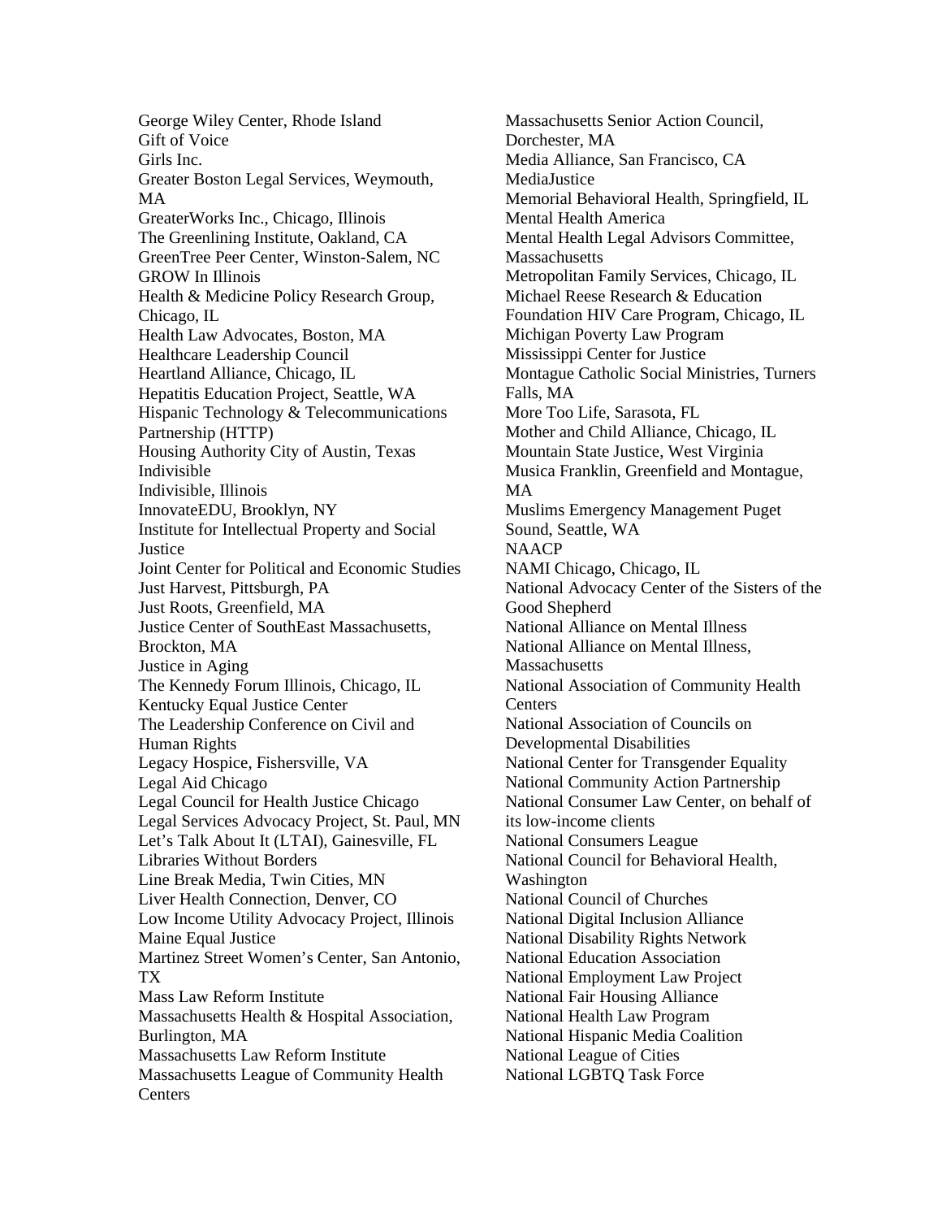George Wiley Center, Rhode Island
Gift of Voice
Girls Inc.
Greater Boston Legal Services, Weymouth, MA
GreaterWorks Inc., Chicago, Illinois
The Greenlining Institute, Oakland, CA
GreenTree Peer Center, Winston-Salem, NC
GROW In Illinois
Health & Medicine Policy Research Group, Chicago, IL
Health Law Advocates, Boston, MA
Healthcare Leadership Council
Heartland Alliance, Chicago, IL
Hepatitis Education Project, Seattle, WA
Hispanic Technology & Telecommunications Partnership (HTTP)
Housing Authority City of Austin, Texas
Indivisible
Indivisible, Illinois
InnovateEDU, Brooklyn, NY
Institute for Intellectual Property and Social Justice
Joint Center for Political and Economic Studies
Just Harvest, Pittsburgh, PA
Just Roots, Greenfield, MA
Justice Center of SouthEast Massachusetts, Brockton, MA
Justice in Aging
The Kennedy Forum Illinois, Chicago, IL
Kentucky Equal Justice Center
The Leadership Conference on Civil and Human Rights
Legacy Hospice, Fishersville, VA
Legal Aid Chicago
Legal Council for Health Justice Chicago
Legal Services Advocacy Project, St. Paul, MN
Let's Talk About It (LTAI), Gainesville, FL
Libraries Without Borders
Line Break Media, Twin Cities, MN
Liver Health Connection, Denver, CO
Low Income Utility Advocacy Project, Illinois
Maine Equal Justice
Martinez Street Women's Center, San Antonio, TX
Mass Law Reform Institute
Massachusetts Health & Hospital Association, Burlington, MA
Massachusetts Law Reform Institute
Massachusetts League of Community Health Centers
Massachusetts Senior Action Council, Dorchester, MA
Media Alliance, San Francisco, CA
MediaJustice
Memorial Behavioral Health, Springfield, IL
Mental Health America
Mental Health Legal Advisors Committee, Massachusetts
Metropolitan Family Services, Chicago, IL
Michael Reese Research & Education Foundation HIV Care Program, Chicago, IL
Michigan Poverty Law Program
Mississippi Center for Justice
Montague Catholic Social Ministries, Turners Falls, MA
More Too Life, Sarasota, FL
Mother and Child Alliance, Chicago, IL
Mountain State Justice, West Virginia
Musica Franklin, Greenfield and Montague, MA
Muslims Emergency Management Puget Sound, Seattle, WA
NAACP
NAMI Chicago, Chicago, IL
National Advocacy Center of the Sisters of the Good Shepherd
National Alliance on Mental Illness
National Alliance on Mental Illness, Massachusetts
National Association of Community Health Centers
National Association of Councils on Developmental Disabilities
National Center for Transgender Equality
National Community Action Partnership
National Consumer Law Center, on behalf of its low-income clients
National Consumers League
National Council for Behavioral Health, Washington
National Council of Churches
National Digital Inclusion Alliance
National Disability Rights Network
National Education Association
National Employment Law Project
National Fair Housing Alliance
National Health Law Program
National Hispanic Media Coalition
National League of Cities
National LGBTQ Task Force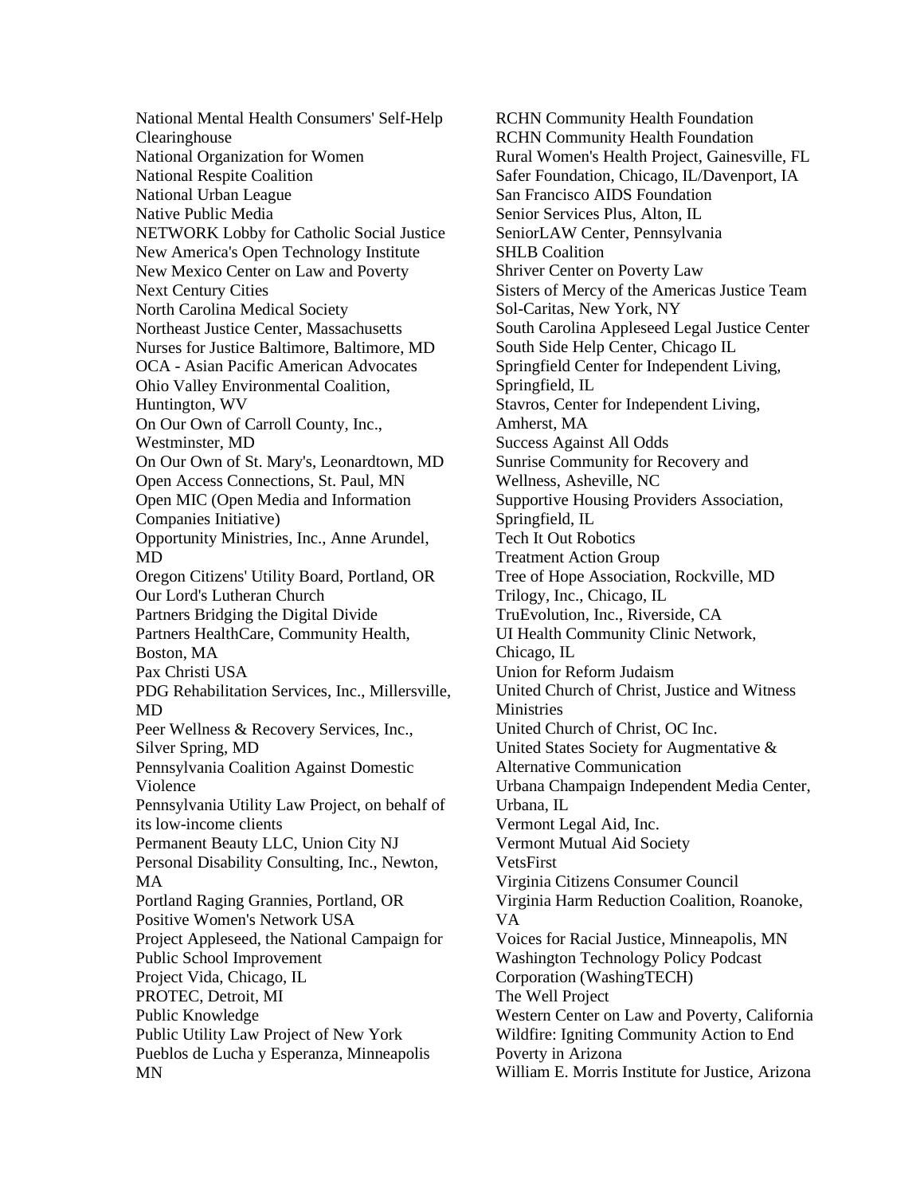National Mental Health Consumers' Self-Help Clearinghouse
National Organization for Women
National Respite Coalition
National Urban League
Native Public Media
NETWORK Lobby for Catholic Social Justice
New America's Open Technology Institute
New Mexico Center on Law and Poverty
Next Century Cities
North Carolina Medical Society
Northeast Justice Center, Massachusetts
Nurses for Justice Baltimore, Baltimore, MD
OCA - Asian Pacific American Advocates
Ohio Valley Environmental Coalition, Huntington, WV
On Our Own of Carroll County, Inc., Westminster, MD
On Our Own of St. Mary's, Leonardtown, MD
Open Access Connections, St. Paul, MN
Open MIC (Open Media and Information Companies Initiative)
Opportunity Ministries, Inc., Anne Arundel, MD
Oregon Citizens' Utility Board, Portland, OR
Our Lord's Lutheran Church
Partners Bridging the Digital Divide
Partners HealthCare, Community Health, Boston, MA
Pax Christi USA
PDG Rehabilitation Services, Inc., Millersville, MD
Peer Wellness & Recovery Services, Inc., Silver Spring, MD
Pennsylvania Coalition Against Domestic Violence
Pennsylvania Utility Law Project, on behalf of its low-income clients
Permanent Beauty LLC, Union City NJ
Personal Disability Consulting, Inc., Newton, MA
Portland Raging Grannies, Portland, OR
Positive Women's Network USA
Project Appleseed, the National Campaign for Public School Improvement
Project Vida, Chicago, IL
PROTEC, Detroit, MI
Public Knowledge
Public Utility Law Project of New York
Pueblos de Lucha y Esperanza, Minneapolis MN
RCHN Community Health Foundation
RCHN Community Health Foundation
Rural Women's Health Project, Gainesville, FL
Safer Foundation, Chicago, IL/Davenport, IA
San Francisco AIDS Foundation
Senior Services Plus, Alton, IL
SeniorLAW Center, Pennsylvania
SHLB Coalition
Shriver Center on Poverty Law
Sisters of Mercy of the Americas Justice Team
Sol-Caritas, New York, NY
South Carolina Appleseed Legal Justice Center
South Side Help Center, Chicago IL
Springfield Center for Independent Living, Springfield, IL
Stavros, Center for Independent Living, Amherst, MA
Success Against All Odds
Sunrise Community for Recovery and Wellness, Asheville, NC
Supportive Housing Providers Association, Springfield, IL
Tech It Out Robotics
Treatment Action Group
Tree of Hope Association, Rockville, MD
Trilogy, Inc., Chicago, IL
TruEvolution, Inc., Riverside, CA
UI Health Community Clinic Network, Chicago, IL
Union for Reform Judaism
United Church of Christ, Justice and Witness Ministries
United Church of Christ, OC Inc.
United States Society for Augmentative & Alternative Communication
Urbana Champaign Independent Media Center, Urbana, IL
Vermont Legal Aid, Inc.
Vermont Mutual Aid Society
VetsFirst
Virginia Citizens Consumer Council
Virginia Harm Reduction Coalition, Roanoke, VA
Voices for Racial Justice, Minneapolis, MN
Washington Technology Policy Podcast Corporation (WashingTECH)
The Well Project
Western Center on Law and Poverty, California
Wildfire: Igniting Community Action to End Poverty in Arizona
William E. Morris Institute for Justice, Arizona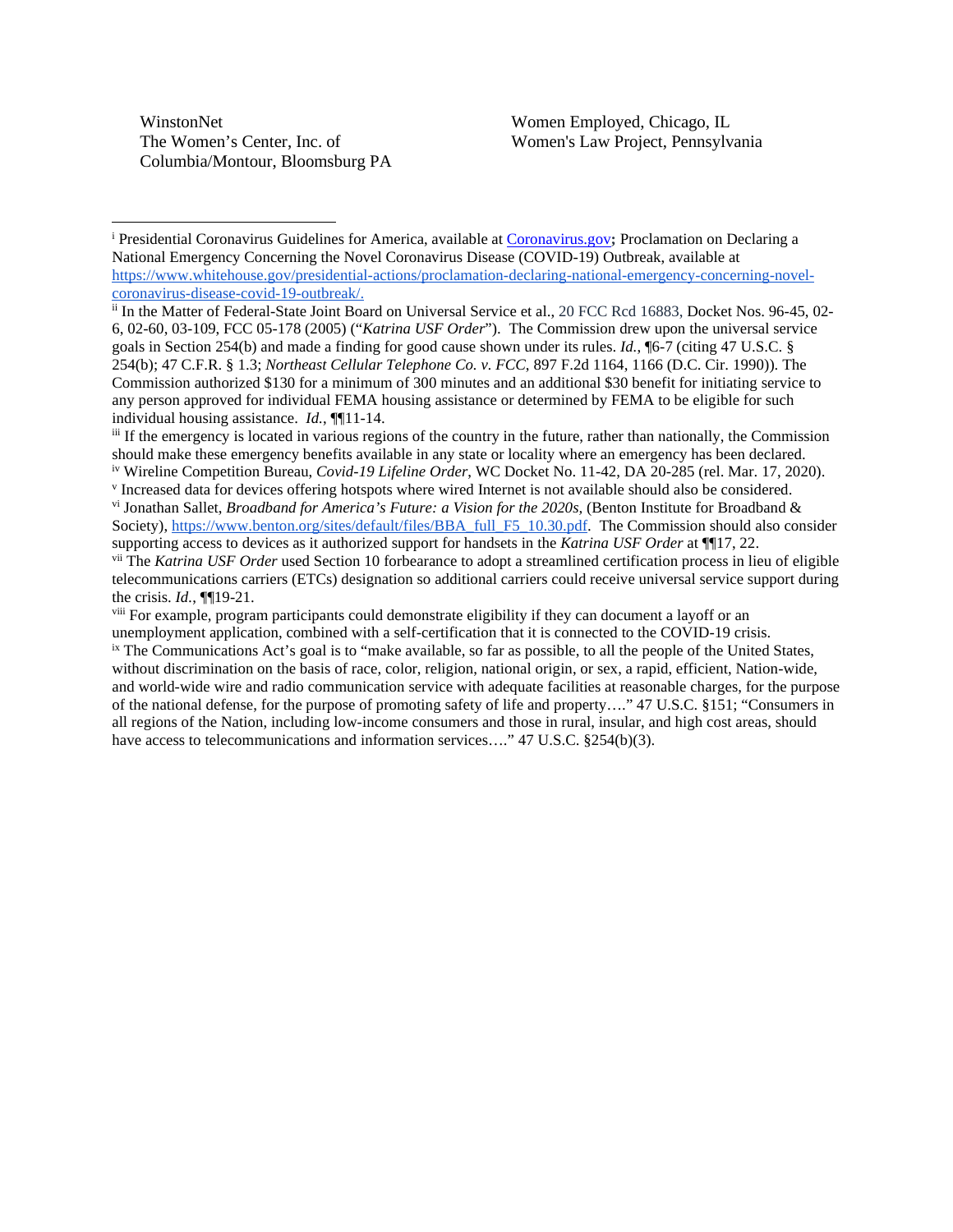WinstonNet

The Women's Center, Inc. of Columbia/Montour, Bloomsburg PA

Women Employed, Chicago, IL

Women's Law Project, Pennsylvania

---

[i] Presidential Coronavirus Guidelines for America, available at Coronavirus.gov**;** Proclamation on Declaring a National Emergency Concerning the Novel Coronavirus Disease (COVID-19) Outbreak, available at https://www.whitehouse.gov/presidential-actions/proclamation-declaring-national-emergency-concerning-novel-coronavirus-disease-covid-19-outbreak/.

[ii] In the Matter of Federal-State Joint Board on Universal Service et al., 20 FCC Rcd 16883, Docket Nos. 96-45, 02-6, 02-60, 03-109, FCC 05-178 (2005) ("*Katrina USF Order*"). The Commission drew upon the universal service goals in Section 254(b) and made a finding for good cause shown under its rules. *Id.*, ¶6-7 (citing 47 U.S.C. § 254(b); 47 C.F.R. § 1.3; *Northeast Cellular Telephone Co. v. FCC*, 897 F.2d 1164, 1166 (D.C. Cir. 1990)). The Commission authorized $130 for a minimum of 300 minutes and an additional $30 benefit for initiating service to any person approved for individual FEMA housing assistance or determined by FEMA to be eligible for such individual housing assistance. *Id.*, ¶¶11-14.

[iii] If the emergency is located in various regions of the country in the future, rather than nationally, the Commission should make these emergency benefits available in any state or locality where an emergency has been declared.

[iv] Wireline Competition Bureau, *Covid-19 Lifeline Order*, WC Docket No. 11-42, DA 20-285 (rel. Mar. 17, 2020).

[v] Increased data for devices offering hotspots where wired Internet is not available should also be considered.

[vi] Jonathan Sallet, *Broadband for America's Future: a Vision for the 2020s,* (Benton Institute for Broadband & Society), https://www.benton.org/sites/default/files/BBA_full_F5_10.30.pdf. The Commission should also consider supporting access to devices as it authorized support for handsets in the *Katrina USF Order* at ¶¶17, 22.

[vii] The *Katrina USF Order* used Section 10 forbearance to adopt a streamlined certification process in lieu of eligible telecommunications carriers (ETCs) designation so additional carriers could receive universal service support during the crisis. *Id.*, ¶¶19-21.

[viii] For example, program participants could demonstrate eligibility if they can document a layoff or an unemployment application, combined with a self-certification that it is connected to the COVID-19 crisis.

[ix] The Communications Act's goal is to "make available, so far as possible, to all the people of the United States, without discrimination on the basis of race, color, religion, national origin, or sex, a rapid, efficient, Nation-wide, and world-wide wire and radio communication service with adequate facilities at reasonable charges, for the purpose of the national defense, for the purpose of promoting safety of life and property…." 47 U.S.C. §151; "Consumers in all regions of the Nation, including low-income consumers and those in rural, insular, and high cost areas, should have access to telecommunications and information services…." 47 U.S.C. §254(b)(3).